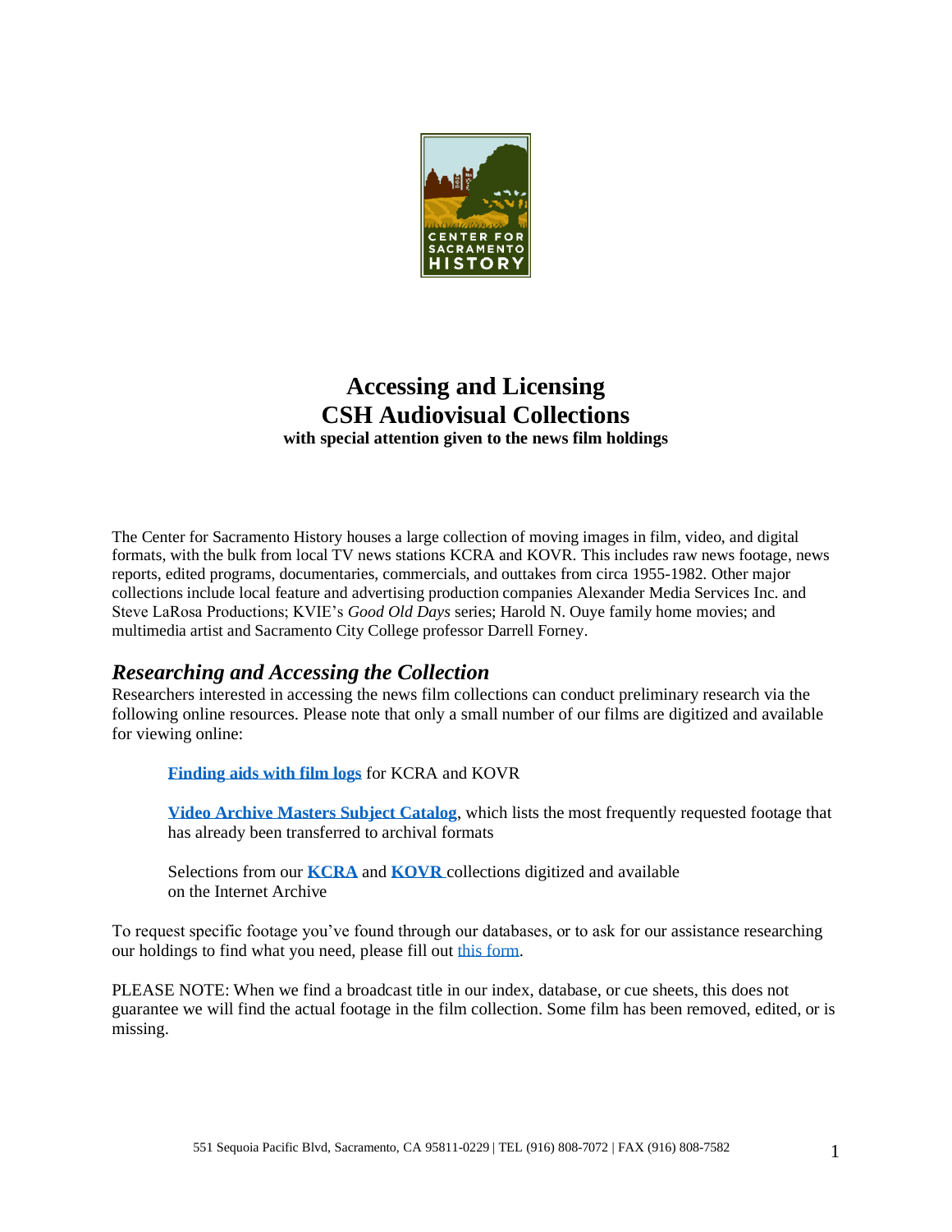# Accessing and Licensing CSH Audiovisual Collections

**with special attention given to the news film holdings**

The Center for Sacramento History houses a large collection of moving images in film, video, and digital formats, with the bulk from local TV news stations KCRA and KOVR. This includes raw news footage, news reports, edited programs, documentaries, commercials, and outtakes from circa 1955-1982. Other major collections include local feature and advertising production companies Alexander Media Services Inc. and Steve LaRosa Productions; KVIE's *Good Old Days* series; Harold N. Ouye family home movies; and multimedia artist and Sacramento City College professor Darrell Forney.

## *Researching and Accessing the Collection*

Researchers interested in accessing the news film collections can conduct preliminary research via the following online resources. Please note that only a small number of our films are digitized and available for viewing online:

> **Finding aids with film logs** for KCRA and KOVR
>
> **Video Archive Masters Subject Catalog**, which lists the most frequently requested footage that has already been transferred to archival formats
>
> Selections from our **KCRA** and **KOVR** collections digitized and available on the Internet Archive

To request specific footage you've found through our databases, or to ask for our assistance researching our holdings to find what you need, please fill out this form.

PLEASE NOTE: When we find a broadcast title in our index, database, or cue sheets, this does not guarantee we will find the actual footage in the film collection. Some film has been removed, edited, or is missing.

551 Sequoia Pacific Blvd, Sacramento, CA 95811-0229 | TEL (916) 808-7072 | FAX (916) 808-7582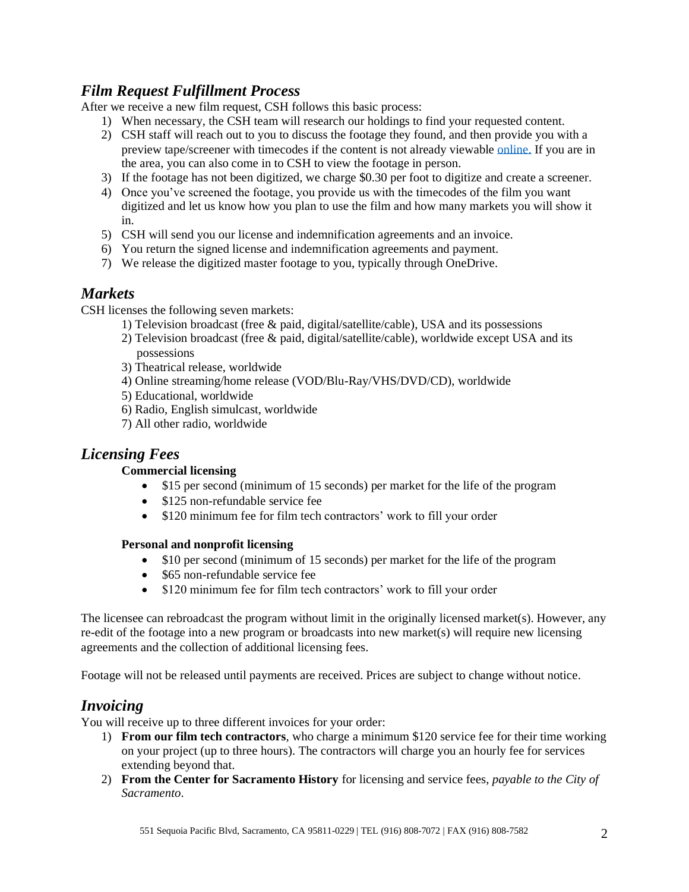## *Film Request Fulfillment Process*

After we receive a new film request, CSH follows this basic process:

1) When necessary, the CSH team will research our holdings to find your requested content.
2) CSH staff will reach out to you to discuss the footage they found, and then provide you with a preview tape/screener with timecodes if the content is not already viewable [online.](online) If you are in the area, you can also come in to CSH to view the footage in person.
3) If the footage has not been digitized, we charge $0.30 per foot to digitize and create a screener.
4) Once you've screened the footage, you provide us with the timecodes of the film you want digitized and let us know how you plan to use the film and how many markets you will show it in.
5) CSH will send you our license and indemnification agreements and an invoice.
6) You return the signed license and indemnification agreements and payment.
7) We release the digitized master footage to you, typically through OneDrive.

## *Markets*

CSH licenses the following seven markets:

1) Television broadcast (free & paid, digital/satellite/cable), USA and its possessions
2) Television broadcast (free & paid, digital/satellite/cable), worldwide except USA and its possessions
3) Theatrical release, worldwide
4) Online streaming/home release (VOD/Blu-Ray/VHS/DVD/CD), worldwide
5) Educational, worldwide
6) Radio, English simulcast, worldwide
7) All other radio, worldwide

## *Licensing Fees*

**Commercial licensing**

- $15 per second (minimum of 15 seconds) per market for the life of the program
- $125 non-refundable service fee
- $120 minimum fee for film tech contractors' work to fill your order

**Personal and nonprofit licensing**

- $10 per second (minimum of 15 seconds) per market for the life of the program
- $65 non-refundable service fee
- $120 minimum fee for film tech contractors' work to fill your order

The licensee can rebroadcast the program without limit in the originally licensed market(s). However, any re-edit of the footage into a new program or broadcasts into new market(s) will require new licensing agreements and the collection of additional licensing fees.

Footage will not be released until payments are received. Prices are subject to change without notice.

## *Invoicing*

You will receive up to three different invoices for your order:

1) **From our film tech contractors**, who charge a minimum $120 service fee for their time working on your project (up to three hours). The contractors will charge you an hourly fee for services extending beyond that.
2) **From the Center for Sacramento History** for licensing and service fees, *payable to the City of Sacramento*.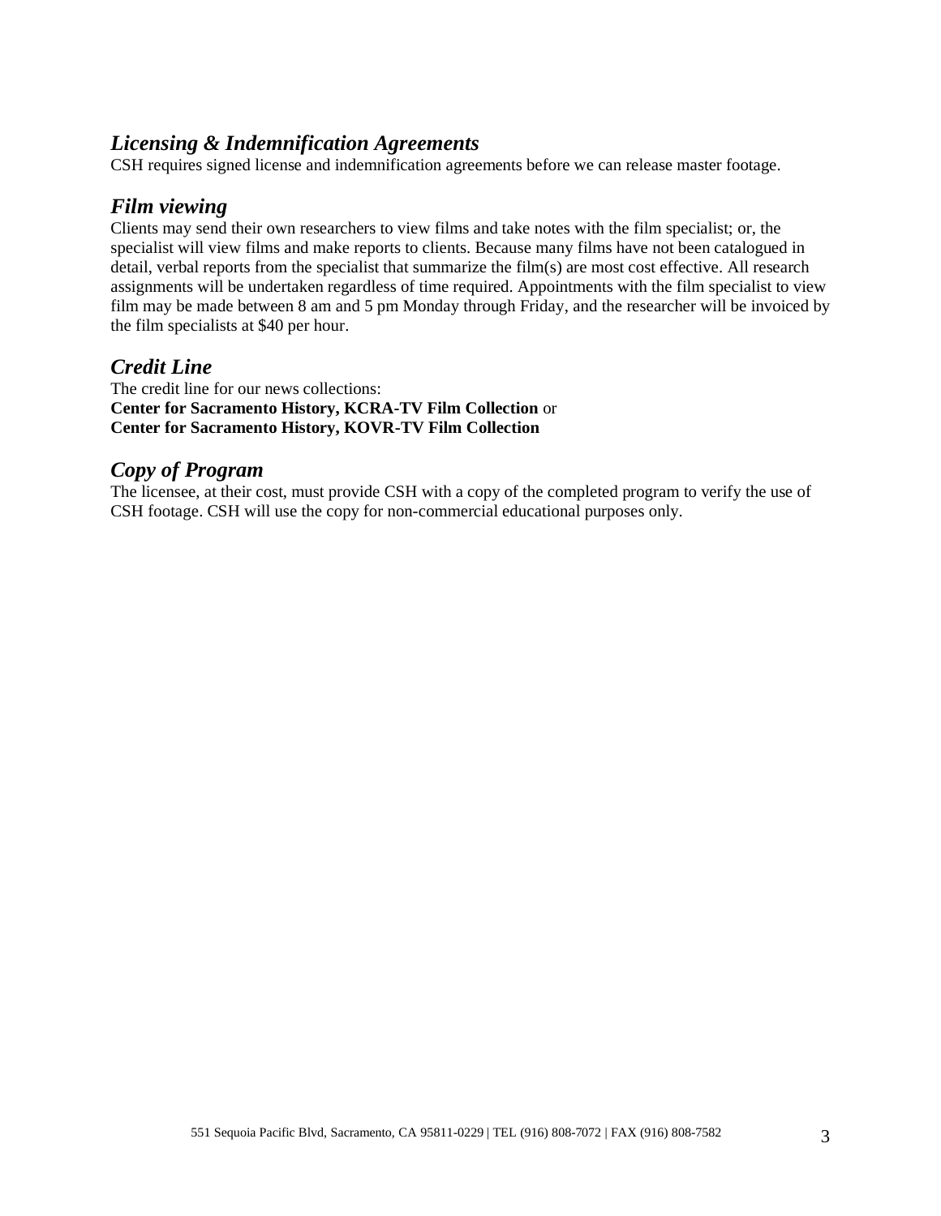## *Licensing & Indemnification Agreements*

CSH requires signed license and indemnification agreements before we can release master footage.

## *Film viewing*

Clients may send their own researchers to view films and take notes with the film specialist; or, the specialist will view films and make reports to clients. Because many films have not been catalogued in detail, verbal reports from the specialist that summarize the film(s) are most cost effective. All research assignments will be undertaken regardless of time required. Appointments with the film specialist to view film may be made between 8 am and 5 pm Monday through Friday, and the researcher will be invoiced by the film specialists at $40 per hour.

## *Credit Line*

The credit line for our news collections:
**Center for Sacramento History, KCRA-TV Film Collection** or
**Center for Sacramento History, KOVR-TV Film Collection**

## *Copy of Program*

The licensee, at their cost, must provide CSH with a copy of the completed program to verify the use of CSH footage. CSH will use the copy for non-commercial educational purposes only.

551 Sequoia Pacific Blvd, Sacramento, CA 95811-0229 | TEL (916) 808-7072 | FAX (916) 808-7582